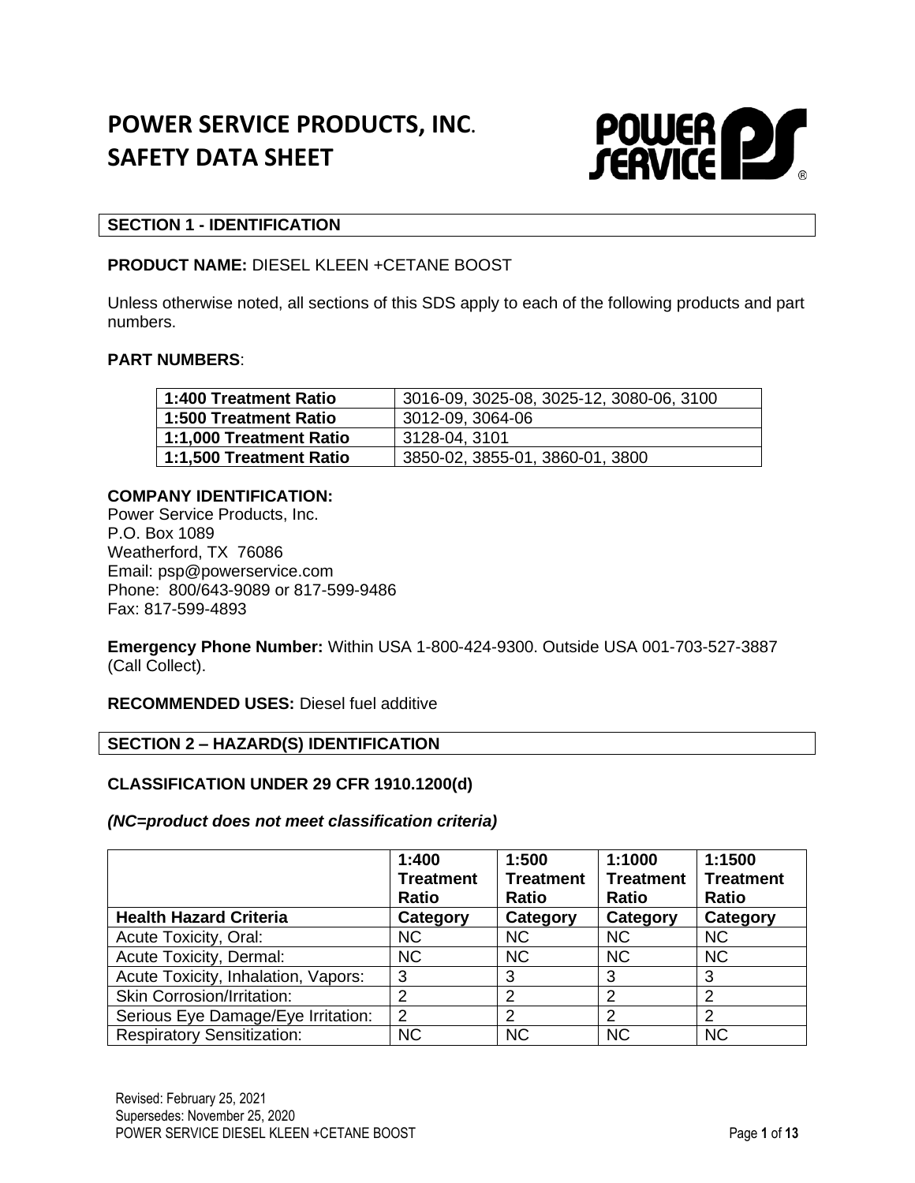# POWER SERVICE PRODUCTS, INC.
# SAFETY DATA SHEET

## SECTION 1 - IDENTIFICATION

**PRODUCT NAME:** DIESEL KLEEN +CETANE BOOST

Unless otherwise noted, all sections of this SDS apply to each of the following products and part numbers.

**PART NUMBERS**:

| | |
|---|---|
| **1:400 Treatment Ratio** | 3016-09, 3025-08, 3025-12, 3080-06, 3100 |
| **1:500 Treatment Ratio** | 3012-09, 3064-06 |
| **1:1,000 Treatment Ratio** | 3128-04, 3101 |
| **1:1,500 Treatment Ratio** | 3850-02, 3855-01, 3860-01, 3800 |

**COMPANY IDENTIFICATION:**
Power Service Products, Inc.
P.O. Box 1089
Weatherford, TX 76086
Email: psp@powerservice.com
Phone: 800/643-9089 or 817-599-9486
Fax: 817-599-4893

**Emergency Phone Number:** Within USA 1-800-424-9300. Outside USA 001-703-527-3887 (Call Collect).

**RECOMMENDED USES:** Diesel fuel additive

## SECTION 2 – HAZARD(S) IDENTIFICATION

**CLASSIFICATION UNDER 29 CFR 1910.1200(d)**

***(NC=product does not meet classification criteria)***

| | **1:400 Treatment Ratio** | **1:500 Treatment Ratio** | **1:1000 Treatment Ratio** | **1:1500 Treatment Ratio** |
|---|---|---|---|---|
| **Health Hazard Criteria** | **Category** | **Category** | **Category** | **Category** |
| Acute Toxicity, Oral: | NC | NC | NC | NC |
| Acute Toxicity, Dermal: | NC | NC | NC | NC |
| Acute Toxicity, Inhalation, Vapors: | 3 | 3 | 3 | 3 |
| Skin Corrosion/Irritation: | 2 | 2 | 2 | 2 |
| Serious Eye Damage/Eye Irritation: | 2 | 2 | 2 | 2 |
| Respiratory Sensitization: | NC | NC | NC | NC |

Revised: February 25, 2021
Supersedes: November 25, 2020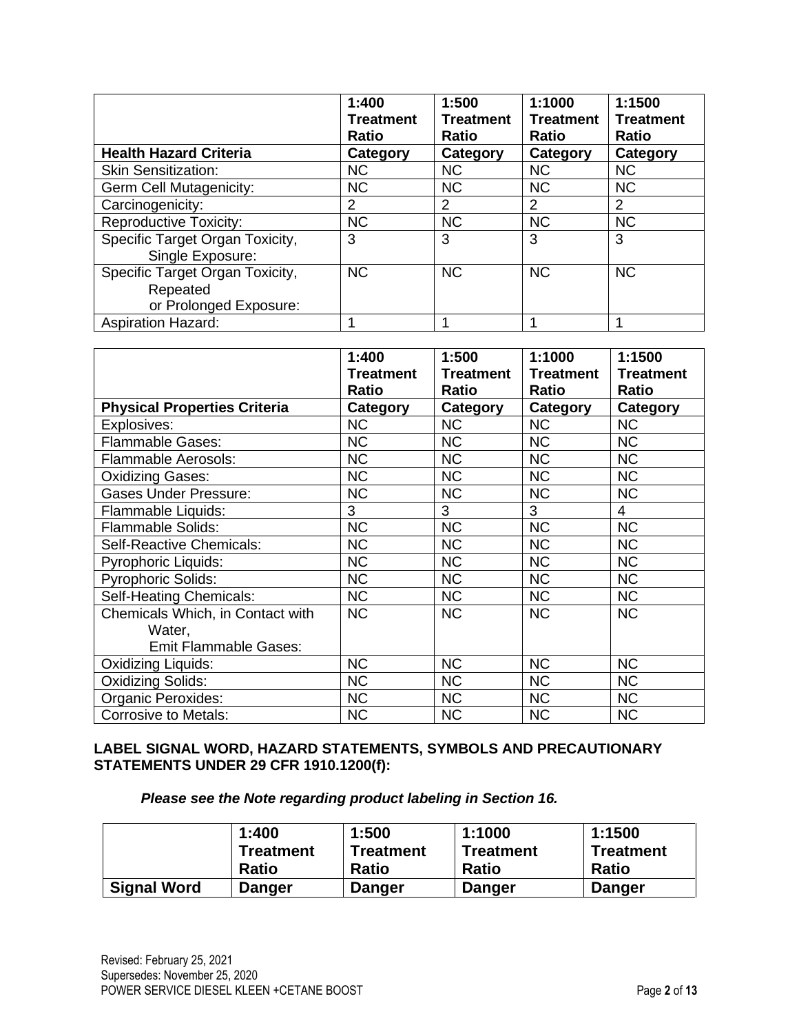| | 1:400 Treatment Ratio | 1:500 Treatment Ratio | 1:1000 Treatment Ratio | 1:1500 Treatment Ratio |
|---|---|---|---|---|
| **Health Hazard Criteria** | **Category** | **Category** | **Category** | **Category** |
| Skin Sensitization: | NC | NC | NC | NC |
| Germ Cell Mutagenicity: | NC | NC | NC | NC |
| Carcinogenicity: | 2 | 2 | 2 | 2 |
| Reproductive Toxicity: | NC | NC | NC | NC |
| Specific Target Organ Toxicity, Single Exposure: | 3 | 3 | 3 | 3 |
| Specific Target Organ Toxicity, Repeated or Prolonged Exposure: | NC | NC | NC | NC |
| Aspiration Hazard: | 1 | 1 | 1 | 1 |

| | 1:400 Treatment Ratio | 1:500 Treatment Ratio | 1:1000 Treatment Ratio | 1:1500 Treatment Ratio |
|---|---|---|---|---|
| **Physical Properties Criteria** | **Category** | **Category** | **Category** | **Category** |
| Explosives: | NC | NC | NC | NC |
| Flammable Gases: | NC | NC | NC | NC |
| Flammable Aerosols: | NC | NC | NC | NC |
| Oxidizing Gases: | NC | NC | NC | NC |
| Gases Under Pressure: | NC | NC | NC | NC |
| Flammable Liquids: | 3 | 3 | 3 | 4 |
| Flammable Solids: | NC | NC | NC | NC |
| Self-Reactive Chemicals: | NC | NC | NC | NC |
| Pyrophoric Liquids: | NC | NC | NC | NC |
| Pyrophoric Solids: | NC | NC | NC | NC |
| Self-Heating Chemicals: | NC | NC | NC | NC |
| Chemicals Which, in Contact with Water, Emit Flammable Gases: | NC | NC | NC | NC |
| Oxidizing Liquids: | NC | NC | NC | NC |
| Oxidizing Solids: | NC | NC | NC | NC |
| Organic Peroxides: | NC | NC | NC | NC |
| Corrosive to Metals: | NC | NC | NC | NC |

**LABEL SIGNAL WORD, HAZARD STATEMENTS, SYMBOLS AND PRECAUTIONARY STATEMENTS UNDER 29 CFR 1910.1200(f):**

***Please see the Note regarding product labeling in Section 16.***

| | 1:400 Treatment Ratio | 1:500 Treatment Ratio | 1:1000 Treatment Ratio | 1:1500 Treatment Ratio |
|---|---|---|---|---|
| **Signal Word** | **Danger** | **Danger** | **Danger** | **Danger** |

Revised: February 25, 2021
Supersedes: November 25, 2020
POWER SERVICE DIESEL KLEEN +CETANE BOOST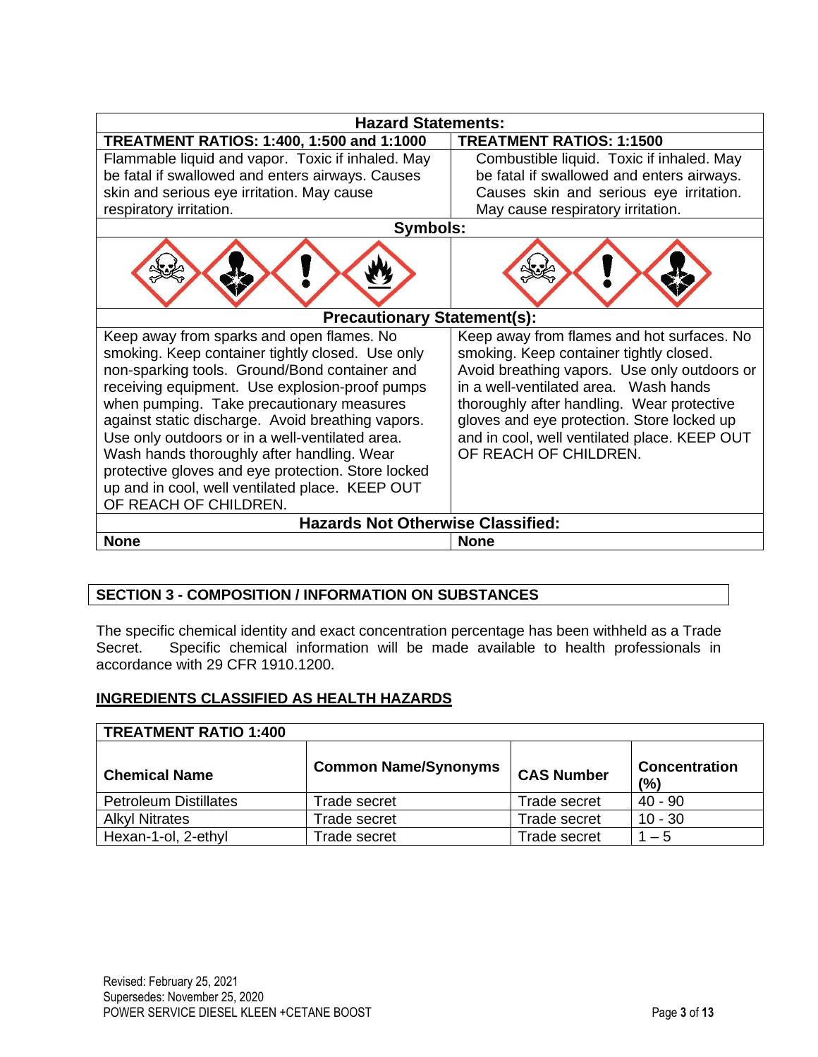| Hazard Statements: | |
|---|---|
| **TREATMENT RATIOS: 1:400, 1:500 and 1:1000** | **TREATMENT RATIOS: 1:1500** |
| Flammable liquid and vapor. Toxic if inhaled. May be fatal if swallowed and enters airways. Causes skin and serious eye irritation. May cause respiratory irritation. | Combustible liquid. Toxic if inhaled. May be fatal if swallowed and enters airways. Causes skin and serious eye irritation. May cause respiratory irritation. |
| **Symbols:** | |
| | |
| **Precautionary Statement(s):** | |
| Keep away from sparks and open flames. No smoking. Keep container tightly closed. Use only non-sparking tools. Ground/Bond container and receiving equipment. Use explosion-proof pumps when pumping. Take precautionary measures against static discharge. Avoid breathing vapors. Use only outdoors or in a well-ventilated area. Wash hands thoroughly after handling. Wear protective gloves and eye protection. Store locked up and in cool, well ventilated place. KEEP OUT OF REACH OF CHILDREN. | Keep away from flames and hot surfaces. No smoking. Keep container tightly closed. Avoid breathing vapors. Use only outdoors or in a well-ventilated area. Wash hands thoroughly after handling. Wear protective gloves and eye protection. Store locked up and in cool, well ventilated place. KEEP OUT OF REACH OF CHILDREN. |
| **Hazards Not Otherwise Classified:** | |
| **None** | **None** |

## SECTION 3 - COMPOSITION / INFORMATION ON SUBSTANCES

The specific chemical identity and exact concentration percentage has been withheld as a Trade Secret. Specific chemical information will be made available to health professionals in accordance with 29 CFR 1910.1200.

**INGREDIENTS CLASSIFIED AS HEALTH HAZARDS**

| TREATMENT RATIO 1:400 | | | |
|---|---|---|---|
| **Chemical Name** | **Common Name/Synonyms** | **CAS Number** | **Concentration (%)** |
| Petroleum Distillates | Trade secret | Trade secret | 40 - 90 |
| Alkyl Nitrates | Trade secret | Trade secret | 10 - 30 |
| Hexan-1-ol, 2-ethyl | Trade secret | Trade secret | 1 – 5 |

Revised: February 25, 2021
Supersedes: November 25, 2020
POWER SERVICE DIESEL KLEEN +CETANE BOOST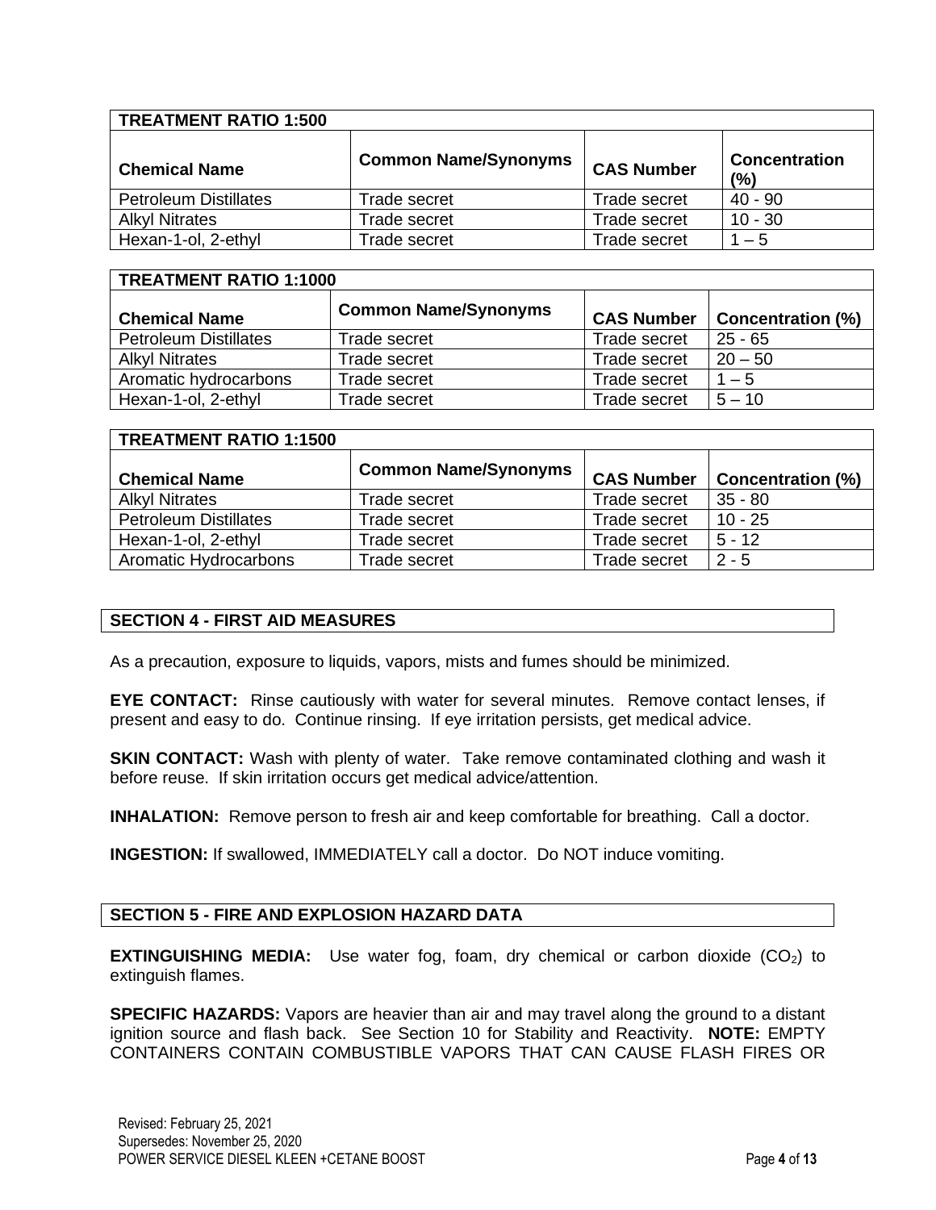| TREATMENT RATIO 1:500 | | | |
|---|---|---|---|
| **Chemical Name** | **Common Name/Synonyms** | **CAS Number** | **Concentration (%)** |
| Petroleum Distillates | Trade secret | Trade secret | 40 - 90 |
| Alkyl Nitrates | Trade secret | Trade secret | 10 - 30 |
| Hexan-1-ol, 2-ethyl | Trade secret | Trade secret | 1 – 5 |

| TREATMENT RATIO 1:1000 | | | |
|---|---|---|---|
| **Chemical Name** | **Common Name/Synonyms** | **CAS Number** | **Concentration (%)** |
| Petroleum Distillates | Trade secret | Trade secret | 25 - 65 |
| Alkyl Nitrates | Trade secret | Trade secret | 20 – 50 |
| Aromatic hydrocarbons | Trade secret | Trade secret | 1 – 5 |
| Hexan-1-ol, 2-ethyl | Trade secret | Trade secret | 5 – 10 |

| TREATMENT RATIO 1:1500 | | | |
|---|---|---|---|
| **Chemical Name** | **Common Name/Synonyms** | **CAS Number** | **Concentration (%)** |
| Alkyl Nitrates | Trade secret | Trade secret | 35 - 80 |
| Petroleum Distillates | Trade secret | Trade secret | 10 - 25 |
| Hexan-1-ol, 2-ethyl | Trade secret | Trade secret | 5 - 12 |
| Aromatic Hydrocarbons | Trade secret | Trade secret | 2 - 5 |

## SECTION 4 - FIRST AID MEASURES

As a precaution, exposure to liquids, vapors, mists and fumes should be minimized.

**EYE CONTACT:** Rinse cautiously with water for several minutes. Remove contact lenses, if present and easy to do. Continue rinsing. If eye irritation persists, get medical advice.

**SKIN CONTACT:** Wash with plenty of water. Take remove contaminated clothing and wash it before reuse. If skin irritation occurs get medical advice/attention.

**INHALATION:** Remove person to fresh air and keep comfortable for breathing. Call a doctor.

**INGESTION:** If swallowed, IMMEDIATELY call a doctor. Do NOT induce vomiting.

## SECTION 5 - FIRE AND EXPLOSION HAZARD DATA

**EXTINGUISHING MEDIA:** Use water fog, foam, dry chemical or carbon dioxide ($CO_2$) to extinguish flames.

**SPECIFIC HAZARDS:** Vapors are heavier than air and may travel along the ground to a distant ignition source and flash back. See Section 10 for Stability and Reactivity. **NOTE:** EMPTY CONTAINERS CONTAIN COMBUSTIBLE VAPORS THAT CAN CAUSE FLASH FIRES OR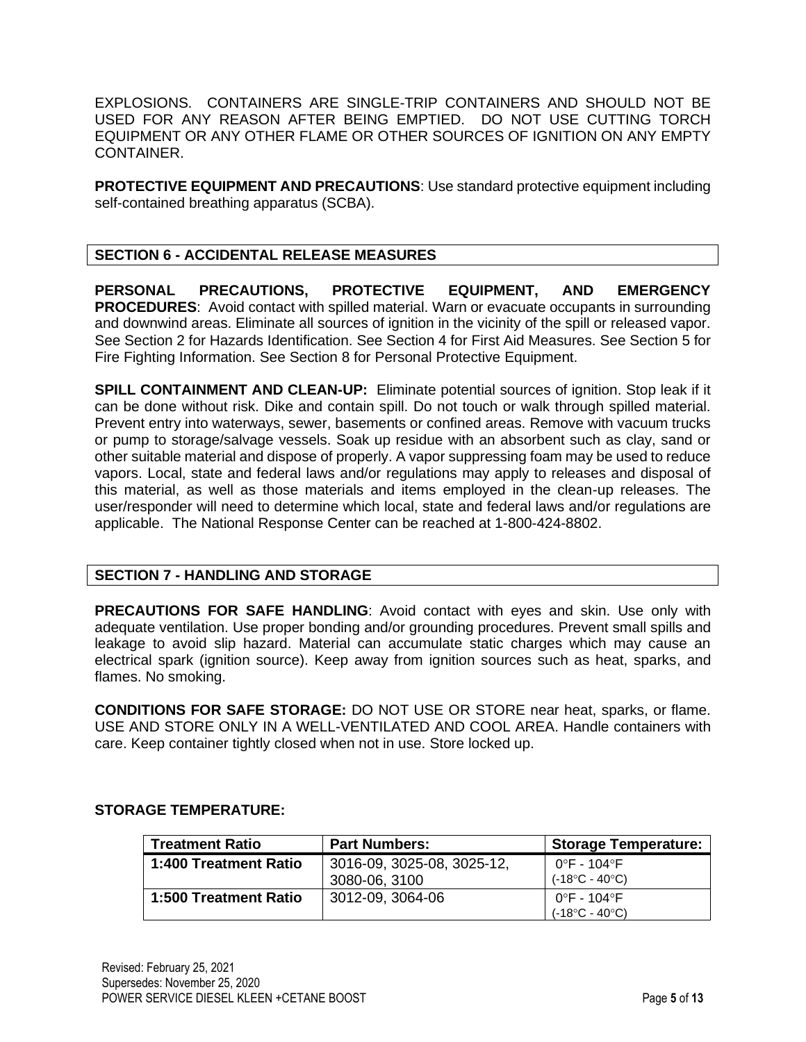EXPLOSIONS. CONTAINERS ARE SINGLE-TRIP CONTAINERS AND SHOULD NOT BE USED FOR ANY REASON AFTER BEING EMPTIED. DO NOT USE CUTTING TORCH EQUIPMENT OR ANY OTHER FLAME OR OTHER SOURCES OF IGNITION ON ANY EMPTY CONTAINER.

**PROTECTIVE EQUIPMENT AND PRECAUTIONS**: Use standard protective equipment including self-contained breathing apparatus (SCBA).

## SECTION 6 - ACCIDENTAL RELEASE MEASURES

**PERSONAL PRECAUTIONS, PROTECTIVE EQUIPMENT, AND EMERGENCY PROCEDURES**: Avoid contact with spilled material. Warn or evacuate occupants in surrounding and downwind areas. Eliminate all sources of ignition in the vicinity of the spill or released vapor. See Section 2 for Hazards Identification. See Section 4 for First Aid Measures. See Section 5 for Fire Fighting Information. See Section 8 for Personal Protective Equipment.

**SPILL CONTAINMENT AND CLEAN-UP:** Eliminate potential sources of ignition. Stop leak if it can be done without risk. Dike and contain spill. Do not touch or walk through spilled material. Prevent entry into waterways, sewer, basements or confined areas. Remove with vacuum trucks or pump to storage/salvage vessels. Soak up residue with an absorbent such as clay, sand or other suitable material and dispose of properly. A vapor suppressing foam may be used to reduce vapors. Local, state and federal laws and/or regulations may apply to releases and disposal of this material, as well as those materials and items employed in the clean-up releases. The user/responder will need to determine which local, state and federal laws and/or regulations are applicable. The National Response Center can be reached at 1-800-424-8802.

## SECTION 7 - HANDLING AND STORAGE

**PRECAUTIONS FOR SAFE HANDLING**: Avoid contact with eyes and skin. Use only with adequate ventilation. Use proper bonding and/or grounding procedures. Prevent small spills and leakage to avoid slip hazard. Material can accumulate static charges which may cause an electrical spark (ignition source). Keep away from ignition sources such as heat, sparks, and flames. No smoking.

**CONDITIONS FOR SAFE STORAGE:** DO NOT USE OR STORE near heat, sparks, or flame. USE AND STORE ONLY IN A WELL-VENTILATED AND COOL AREA. Handle containers with care. Keep container tightly closed when not in use. Store locked up.

**STORAGE TEMPERATURE:**

| Treatment Ratio | Part Numbers: | Storage Temperature: |
|---|---|---|
| **1:400 Treatment Ratio** | 3016-09, 3025-08, 3025-12, 3080-06, 3100 | 0°F - 104°F (-18°C - 40°C) |
| **1:500 Treatment Ratio** | 3012-09, 3064-06 | 0°F - 104°F (-18°C - 40°C) |

Revised: February 25, 2021
Supersedes: November 25, 2020
POWER SERVICE DIESEL KLEEN +CETANE BOOST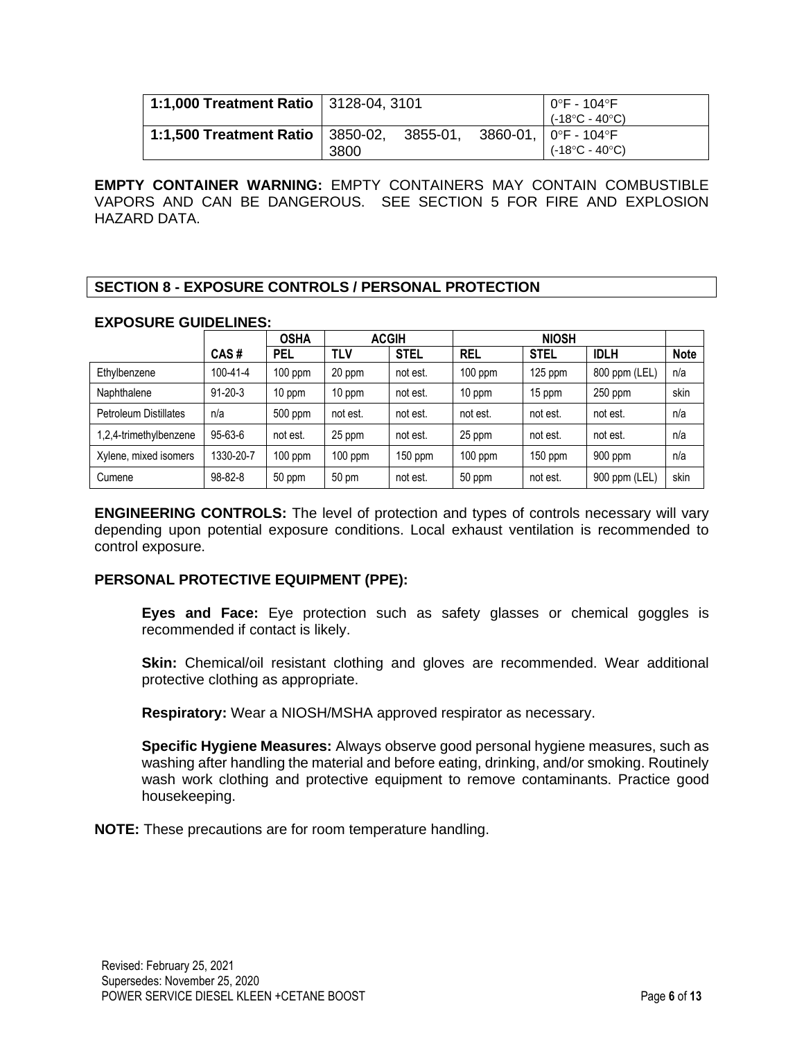| | | |
|---|---|---|
| **1:1,000 Treatment Ratio** | 3128-04, 3101 | 0°F - 104°F (-18°C - 40°C) |
| **1:1,500 Treatment Ratio** | 3850-02, 3855-01, 3860-01, 3800 | 0°F - 104°F (-18°C - 40°C) |

**EMPTY CONTAINER WARNING:** EMPTY CONTAINERS MAY CONTAIN COMBUSTIBLE VAPORS AND CAN BE DANGEROUS. SEE SECTION 5 FOR FIRE AND EXPLOSION HAZARD DATA.

## SECTION 8 - EXPOSURE CONTROLS / PERSONAL PROTECTION

**EXPOSURE GUIDELINES:**

| | | OSHA | ACGIH | | NIOSH | | | |
|---|---|---|---|---|---|---|---|---|
| | **CAS #** | **PEL** | **TLV** | **STEL** | **REL** | **STEL** | **IDLH** | **Note** |
| Ethylbenzene | 100-41-4 | 100 ppm | 20 ppm | not est. | 100 ppm | 125 ppm | 800 ppm (LEL) | n/a |
| Naphthalene | 91-20-3 | 10 ppm | 10 ppm | not est. | 10 ppm | 15 ppm | 250 ppm | skin |
| Petroleum Distillates | n/a | 500 ppm | not est. | not est. | not est. | not est. | not est. | n/a |
| 1,2,4-trimethylbenzene | 95-63-6 | not est. | 25 ppm | not est. | 25 ppm | not est. | not est. | n/a |
| Xylene, mixed isomers | 1330-20-7 | 100 ppm | 100 ppm | 150 ppm | 100 ppm | 150 ppm | 900 ppm | n/a |
| Cumene | 98-82-8 | 50 ppm | 50 pm | not est. | 50 ppm | not est. | 900 ppm (LEL) | skin |

**ENGINEERING CONTROLS:** The level of protection and types of controls necessary will vary depending upon potential exposure conditions. Local exhaust ventilation is recommended to control exposure.

**PERSONAL PROTECTIVE EQUIPMENT (PPE):**

**Eyes and Face:** Eye protection such as safety glasses or chemical goggles is recommended if contact is likely.

**Skin:** Chemical/oil resistant clothing and gloves are recommended. Wear additional protective clothing as appropriate.

**Respiratory:** Wear a NIOSH/MSHA approved respirator as necessary.

**Specific Hygiene Measures:** Always observe good personal hygiene measures, such as washing after handling the material and before eating, drinking, and/or smoking. Routinely wash work clothing and protective equipment to remove contaminants. Practice good housekeeping.

**NOTE:** These precautions are for room temperature handling.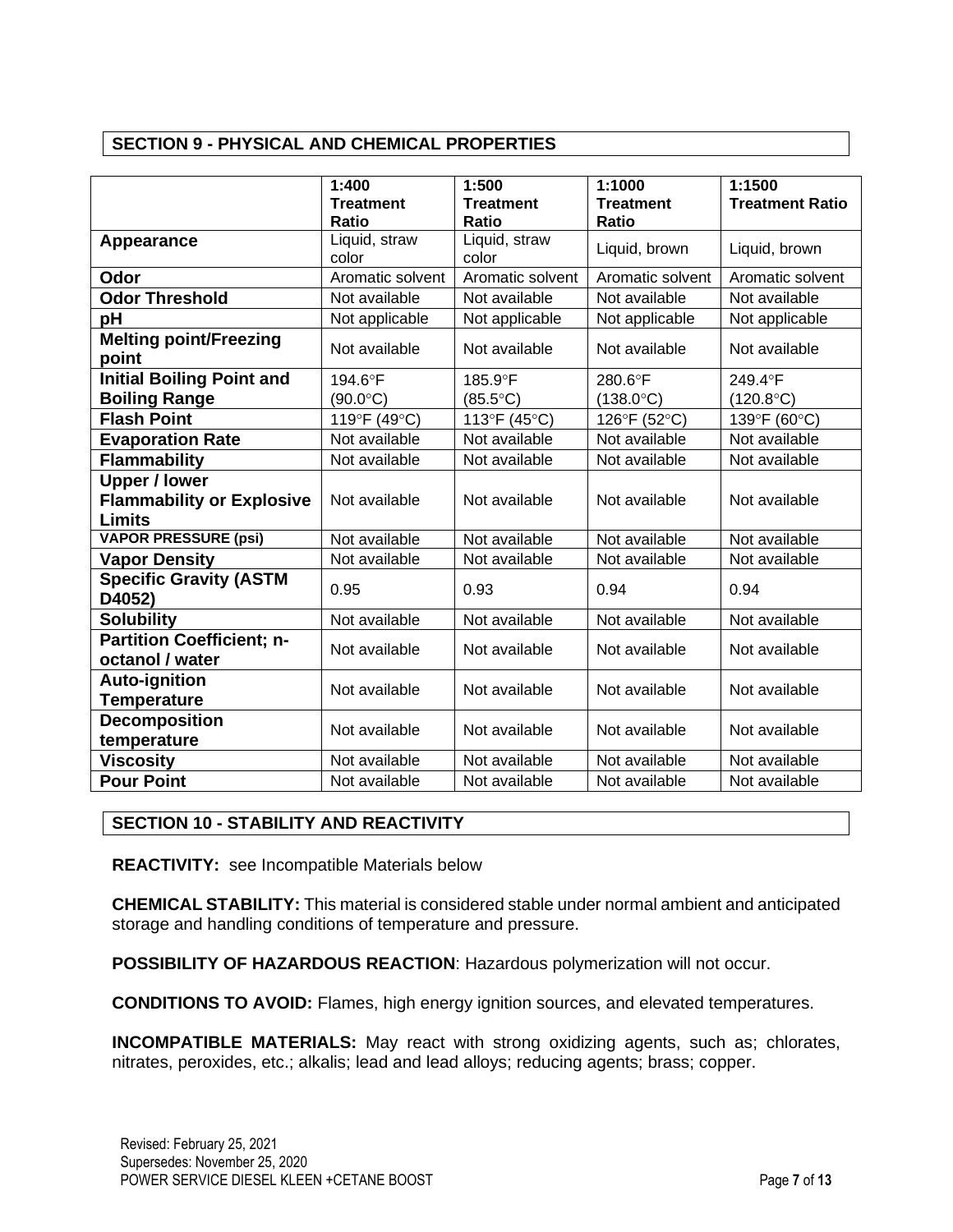## SECTION 9 - PHYSICAL AND CHEMICAL PROPERTIES

| | 1:400 Treatment Ratio | 1:500 Treatment Ratio | 1:1000 Treatment Ratio | 1:1500 Treatment Ratio |
|---|---|---|---|---|
| **Appearance** | Liquid, straw color | Liquid, straw color | Liquid, brown | Liquid, brown |
| **Odor** | Aromatic solvent | Aromatic solvent | Aromatic solvent | Aromatic solvent |
| **Odor Threshold** | Not available | Not available | Not available | Not available |
| **pH** | Not applicable | Not applicable | Not applicable | Not applicable |
| **Melting point/Freezing point** | Not available | Not available | Not available | Not available |
| **Initial Boiling Point and Boiling Range** | 194.6°F (90.0°C) | 185.9°F (85.5°C) | 280.6°F (138.0°C) | 249.4°F (120.8°C) |
| **Flash Point** | 119°F (49°C) | 113°F (45°C) | 126°F (52°C) | 139°F (60°C) |
| **Evaporation Rate** | Not available | Not available | Not available | Not available |
| **Flammability** | Not available | Not available | Not available | Not available |
| **Upper / lower Flammability or Explosive Limits** | Not available | Not available | Not available | Not available |
| **VAPOR PRESSURE (psi)** | Not available | Not available | Not available | Not available |
| **Vapor Density** | Not available | Not available | Not available | Not available |
| **Specific Gravity (ASTM D4052)** | 0.95 | 0.93 | 0.94 | 0.94 |
| **Solubility** | Not available | Not available | Not available | Not available |
| **Partition Coefficient; n-octanol / water** | Not available | Not available | Not available | Not available |
| **Auto-ignition Temperature** | Not available | Not available | Not available | Not available |
| **Decomposition temperature** | Not available | Not available | Not available | Not available |
| **Viscosity** | Not available | Not available | Not available | Not available |
| **Pour Point** | Not available | Not available | Not available | Not available |

## SECTION 10 - STABILITY AND REACTIVITY

**REACTIVITY:** see Incompatible Materials below

**CHEMICAL STABILITY:** This material is considered stable under normal ambient and anticipated storage and handling conditions of temperature and pressure.

**POSSIBILITY OF HAZARDOUS REACTION**: Hazardous polymerization will not occur.

**CONDITIONS TO AVOID:** Flames, high energy ignition sources, and elevated temperatures.

**INCOMPATIBLE MATERIALS:** May react with strong oxidizing agents, such as; chlorates, nitrates, peroxides, etc.; alkalis; lead and lead alloys; reducing agents; brass; copper.

Revised: February 25, 2021
Supersedes: November 25, 2020
POWER SERVICE DIESEL KLEEN +CETANE BOOST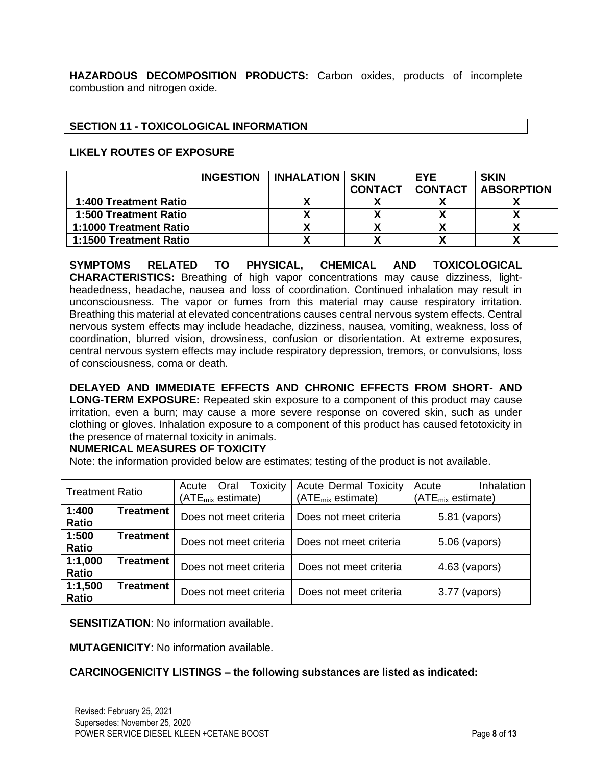**HAZARDOUS DECOMPOSITION PRODUCTS:** Carbon oxides, products of incomplete combustion and nitrogen oxide.

## SECTION 11 - TOXICOLOGICAL INFORMATION

**LIKELY ROUTES OF EXPOSURE**

| | INGESTION | INHALATION | SKIN CONTACT | EYE CONTACT | SKIN ABSORPTION |
|---|---|---|---|---|---|
| **1:400 Treatment Ratio** | | X | X | X | X |
| **1:500 Treatment Ratio** | | X | X | X | X |
| **1:1000 Treatment Ratio** | | X | X | X | X |
| **1:1500 Treatment Ratio** | | X | X | X | X |

**SYMPTOMS RELATED TO PHYSICAL, CHEMICAL AND TOXICOLOGICAL CHARACTERISTICS:** Breathing of high vapor concentrations may cause dizziness, light-headedness, headache, nausea and loss of coordination. Continued inhalation may result in unconsciousness. The vapor or fumes from this material may cause respiratory irritation. Breathing this material at elevated concentrations causes central nervous system effects. Central nervous system effects may include headache, dizziness, nausea, vomiting, weakness, loss of coordination, blurred vision, drowsiness, confusion or disorientation. At extreme exposures, central nervous system effects may include respiratory depression, tremors, or convulsions, loss of consciousness, coma or death.

**DELAYED AND IMMEDIATE EFFECTS AND CHRONIC EFFECTS FROM SHORT- AND LONG-TERM EXPOSURE:** Repeated skin exposure to a component of this product may cause irritation, even a burn; may cause a more severe response on covered skin, such as under clothing or gloves. Inhalation exposure to a component of this product has caused fetotoxicity in the presence of maternal toxicity in animals.

**NUMERICAL MEASURES OF TOXICITY**

Note: the information provided below are estimates; testing of the product is not available.

| Treatment Ratio | Acute Oral Toxicity ($ATE_{mix}$ estimate) | Acute Dermal Toxicity ($ATE_{mix}$ estimate) | Acute Inhalation ($ATE_{mix}$ estimate) |
|---|---|---|---|
| **1:400 Treatment Ratio** | Does not meet criteria | Does not meet criteria | 5.81 (vapors) |
| **1:500 Treatment Ratio** | Does not meet criteria | Does not meet criteria | 5.06 (vapors) |
| **1:1,000 Treatment Ratio** | Does not meet criteria | Does not meet criteria | 4.63 (vapors) |
| **1:1,500 Treatment Ratio** | Does not meet criteria | Does not meet criteria | 3.77 (vapors) |

**SENSITIZATION**: No information available.

**MUTAGENICITY**: No information available.

**CARCINOGENICITY LISTINGS – the following substances are listed as indicated:**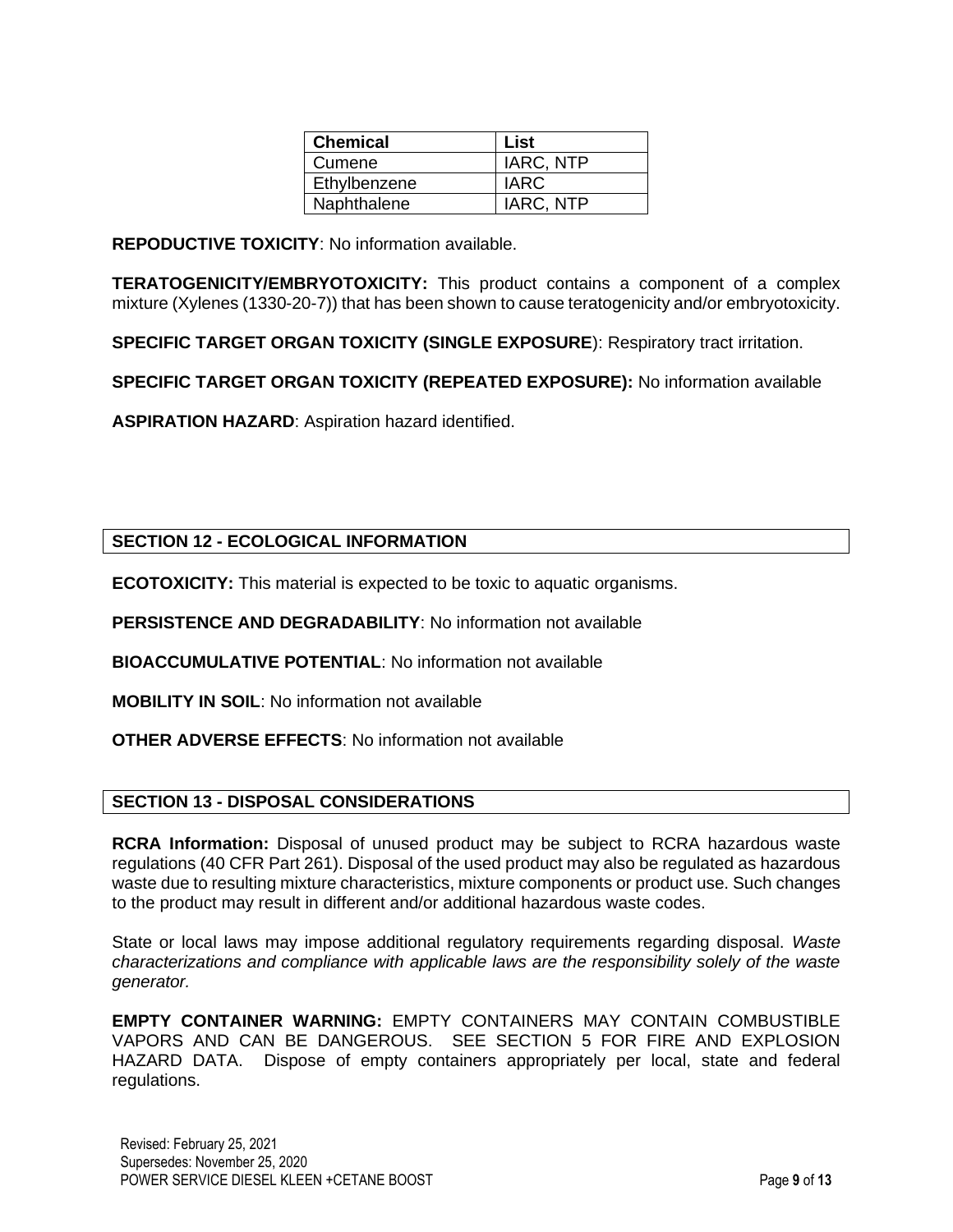| Chemical | List |
|---|---|
| Cumene | IARC, NTP |
| Ethylbenzene | IARC |
| Naphthalene | IARC, NTP |

**REPODUCTIVE TOXICITY**: No information available.

**TERATOGENICITY/EMBRYOTOXICITY:** This product contains a component of a complex mixture (Xylenes (1330-20-7)) that has been shown to cause teratogenicity and/or embryotoxicity.

**SPECIFIC TARGET ORGAN TOXICITY (SINGLE EXPOSURE**): Respiratory tract irritation.

**SPECIFIC TARGET ORGAN TOXICITY (REPEATED EXPOSURE):** No information available

**ASPIRATION HAZARD**: Aspiration hazard identified.

## SECTION 12 - ECOLOGICAL INFORMATION

**ECOTOXICITY:** This material is expected to be toxic to aquatic organisms.

**PERSISTENCE AND DEGRADABILITY**: No information not available

**BIOACCUMULATIVE POTENTIAL**: No information not available

**MOBILITY IN SOIL**: No information not available

**OTHER ADVERSE EFFECTS**: No information not available

## SECTION 13 - DISPOSAL CONSIDERATIONS

**RCRA Information:** Disposal of unused product may be subject to RCRA hazardous waste regulations (40 CFR Part 261). Disposal of the used product may also be regulated as hazardous waste due to resulting mixture characteristics, mixture components or product use. Such changes to the product may result in different and/or additional hazardous waste codes.

State or local laws may impose additional regulatory requirements regarding disposal. *Waste characterizations and compliance with applicable laws are the responsibility solely of the waste generator.*

**EMPTY CONTAINER WARNING:** EMPTY CONTAINERS MAY CONTAIN COMBUSTIBLE VAPORS AND CAN BE DANGEROUS. SEE SECTION 5 FOR FIRE AND EXPLOSION HAZARD DATA. Dispose of empty containers appropriately per local, state and federal regulations.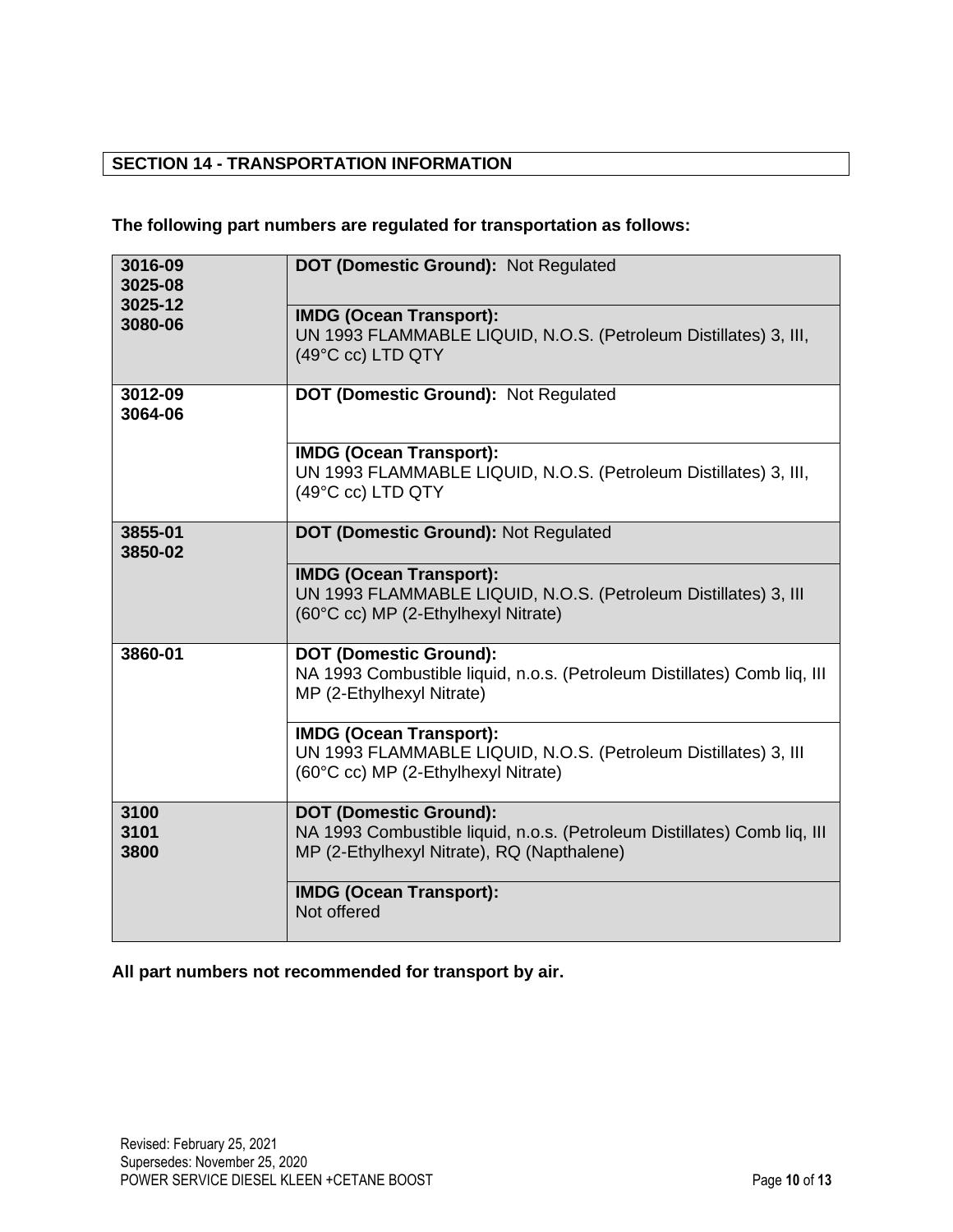## SECTION 14 - TRANSPORTATION INFORMATION

**The following part numbers are regulated for transportation as follows:**

| Part Numbers | Transportation Information |
|---|---|
| **3016-09**<br>**3025-08**<br>**3025-12**<br>**3080-06** | **DOT (Domestic Ground):** Not Regulated |
| | **IMDG (Ocean Transport):**<br>UN 1993 FLAMMABLE LIQUID, N.O.S. (Petroleum Distillates) 3, III, (49°C cc) LTD QTY |
| **3012-09**<br>**3064-06** | **DOT (Domestic Ground):** Not Regulated |
| | **IMDG (Ocean Transport):**<br>UN 1993 FLAMMABLE LIQUID, N.O.S. (Petroleum Distillates) 3, III, (49°C cc) LTD QTY |
| **3855-01**<br>**3850-02** | **DOT (Domestic Ground):** Not Regulated |
| | **IMDG (Ocean Transport):**<br>UN 1993 FLAMMABLE LIQUID, N.O.S. (Petroleum Distillates) 3, III (60°C cc) MP (2-Ethylhexyl Nitrate) |
| **3860-01** | **DOT (Domestic Ground):**<br>NA 1993 Combustible liquid, n.o.s. (Petroleum Distillates) Comb liq, III MP (2-Ethylhexyl Nitrate) |
| | **IMDG (Ocean Transport):**<br>UN 1993 FLAMMABLE LIQUID, N.O.S. (Petroleum Distillates) 3, III (60°C cc) MP (2-Ethylhexyl Nitrate) |
| **3100**<br>**3101**<br>**3800** | **DOT (Domestic Ground):**<br>NA 1993 Combustible liquid, n.o.s. (Petroleum Distillates) Comb liq, III MP (2-Ethylhexyl Nitrate), RQ (Napthalene) |
| | **IMDG (Ocean Transport):**<br>Not offered |

**All part numbers not recommended for transport by air.**

Revised: February 25, 2021
Supersedes: November 25, 2020
POWER SERVICE DIESEL KLEEN +CETANE BOOST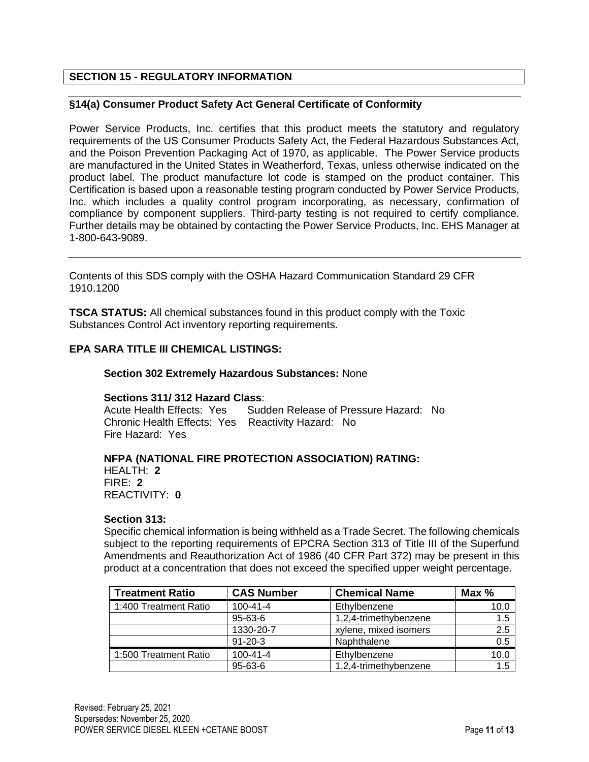## SECTION 15 - REGULATORY INFORMATION

### §14(a) Consumer Product Safety Act General Certificate of Conformity

Power Service Products, Inc. certifies that this product meets the statutory and regulatory requirements of the US Consumer Products Safety Act, the Federal Hazardous Substances Act, and the Poison Prevention Packaging Act of 1970, as applicable. The Power Service products are manufactured in the United States in Weatherford, Texas, unless otherwise indicated on the product label. The product manufacture lot code is stamped on the product container. This Certification is based upon a reasonable testing program conducted by Power Service Products, Inc. which includes a quality control program incorporating, as necessary, confirmation of compliance by component suppliers. Third-party testing is not required to certify compliance. Further details may be obtained by contacting the Power Service Products, Inc. EHS Manager at 1-800-643-9089.

---

Contents of this SDS comply with the OSHA Hazard Communication Standard 29 CFR 1910.1200

**TSCA STATUS:** All chemical substances found in this product comply with the Toxic Substances Control Act inventory reporting requirements.

**EPA SARA TITLE III CHEMICAL LISTINGS:**

**Section 302 Extremely Hazardous Substances:** None

**Sections 311/ 312 Hazard Class**:
Acute Health Effects: Yes  Sudden Release of Pressure Hazard: No
Chronic Health Effects: Yes  Reactivity Hazard: No
Fire Hazard: Yes

**NFPA (NATIONAL FIRE PROTECTION ASSOCIATION) RATING:**
HEALTH: **2**
FIRE: **2**
REACTIVITY: **0**

**Section 313:**
Specific chemical information is being withheld as a Trade Secret. The following chemicals subject to the reporting requirements of EPCRA Section 313 of Title III of the Superfund Amendments and Reauthorization Act of 1986 (40 CFR Part 372) may be present in this product at a concentration that does not exceed the specified upper weight percentage.

| Treatment Ratio | CAS Number | Chemical Name | Max % |
|---|---|---|---|
| 1:400 Treatment Ratio | 100-41-4 | Ethylbenzene | 10.0 |
| | 95-63-6 | 1,2,4-trimethybenzene | 1.5 |
| | 1330-20-7 | xylene, mixed isomers | 2.5 |
| | 91-20-3 | Naphthalene | 0.5 |
| 1:500 Treatment Ratio | 100-41-4 | Ethylbenzene | 10.0 |
| | 95-63-6 | 1,2,4-trimethybenzene | 1.5 |

Revised: February 25, 2021
Supersedes: November 25, 2020
POWER SERVICE DIESEL KLEEN +CETANE BOOST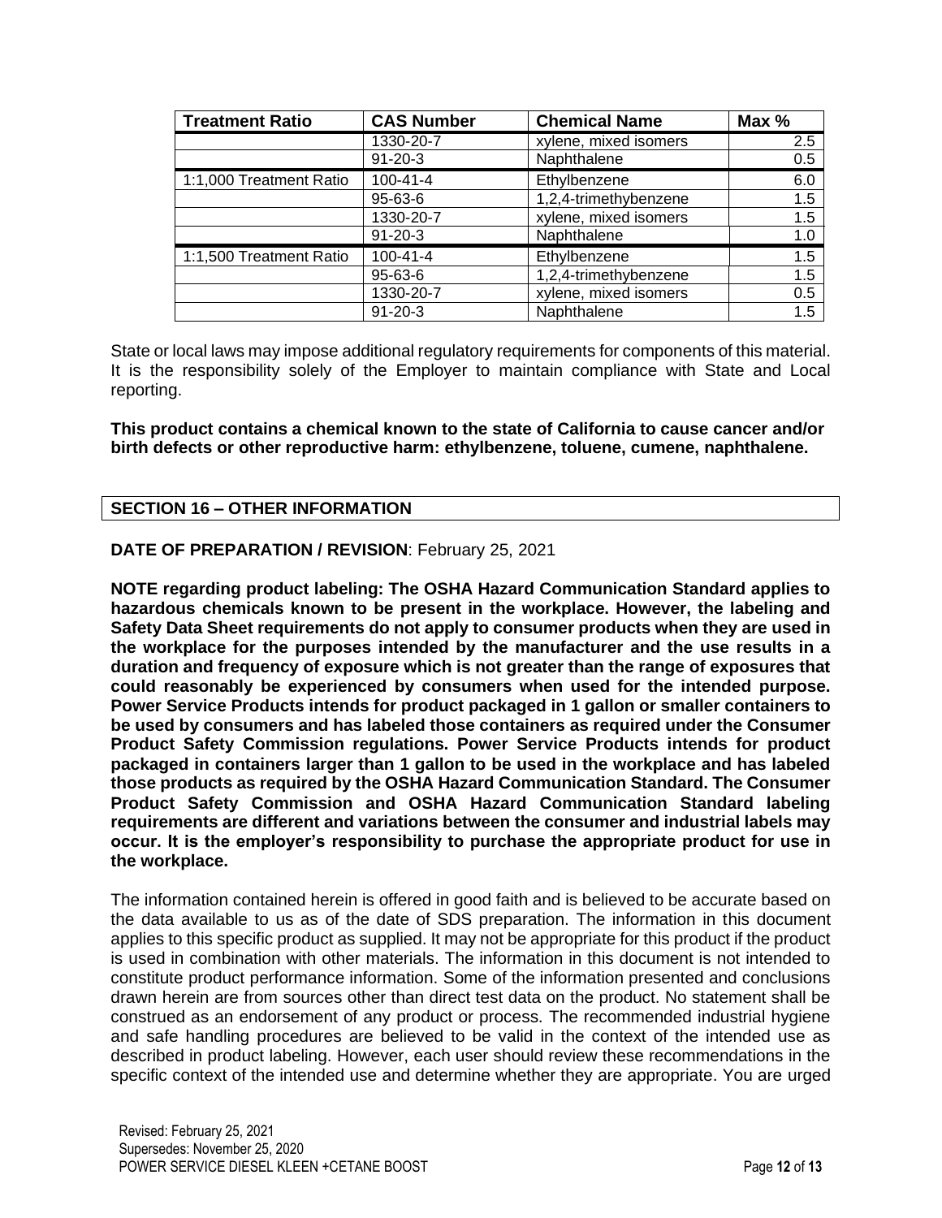| Treatment Ratio | CAS Number | Chemical Name | Max % |
|---|---|---|---|
| | 1330-20-7 | xylene, mixed isomers | 2.5 |
| | 91-20-3 | Naphthalene | 0.5 |
| 1:1,000 Treatment Ratio | 100-41-4 | Ethylbenzene | 6.0 |
| | 95-63-6 | 1,2,4-trimethybenzene | 1.5 |
| | 1330-20-7 | xylene, mixed isomers | 1.5 |
| | 91-20-3 | Naphthalene | 1.0 |
| 1:1,500 Treatment Ratio | 100-41-4 | Ethylbenzene | 1.5 |
| | 95-63-6 | 1,2,4-trimethybenzene | 1.5 |
| | 1330-20-7 | xylene, mixed isomers | 0.5 |
| | 91-20-3 | Naphthalene | 1.5 |

State or local laws may impose additional regulatory requirements for components of this material. It is the responsibility solely of the Employer to maintain compliance with State and Local reporting.

**This product contains a chemical known to the state of California to cause cancer and/or birth defects or other reproductive harm: ethylbenzene, toluene, cumene, naphthalene.**

## SECTION 16 – OTHER INFORMATION

**DATE OF PREPARATION / REVISION**: February 25, 2021

**NOTE regarding product labeling: The OSHA Hazard Communication Standard applies to hazardous chemicals known to be present in the workplace. However, the labeling and Safety Data Sheet requirements do not apply to consumer products when they are used in the workplace for the purposes intended by the manufacturer and the use results in a duration and frequency of exposure which is not greater than the range of exposures that could reasonably be experienced by consumers when used for the intended purpose. Power Service Products intends for product packaged in 1 gallon or smaller containers to be used by consumers and has labeled those containers as required under the Consumer Product Safety Commission regulations. Power Service Products intends for product packaged in containers larger than 1 gallon to be used in the workplace and has labeled those products as required by the OSHA Hazard Communication Standard. The Consumer Product Safety Commission and OSHA Hazard Communication Standard labeling requirements are different and variations between the consumer and industrial labels may occur. It is the employer's responsibility to purchase the appropriate product for use in the workplace.**

The information contained herein is offered in good faith and is believed to be accurate based on the data available to us as of the date of SDS preparation. The information in this document applies to this specific product as supplied. It may not be appropriate for this product if the product is used in combination with other materials. The information in this document is not intended to constitute product performance information. Some of the information presented and conclusions drawn herein are from sources other than direct test data on the product. No statement shall be construed as an endorsement of any product or process. The recommended industrial hygiene and safe handling procedures are believed to be valid in the context of the intended use as described in product labeling. However, each user should review these recommendations in the specific context of the intended use and determine whether they are appropriate. You are urged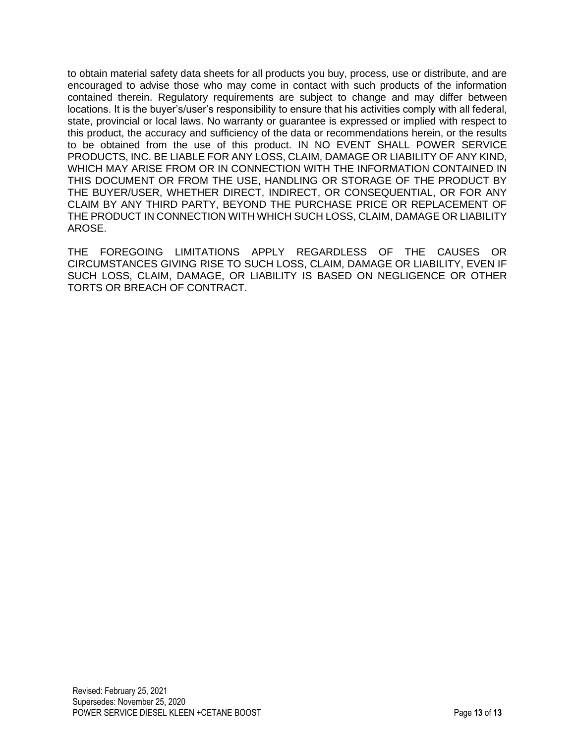to obtain material safety data sheets for all products you buy, process, use or distribute, and are encouraged to advise those who may come in contact with such products of the information contained therein. Regulatory requirements are subject to change and may differ between locations. It is the buyer's/user's responsibility to ensure that his activities comply with all federal, state, provincial or local laws. No warranty or guarantee is expressed or implied with respect to this product, the accuracy and sufficiency of the data or recommendations herein, or the results to be obtained from the use of this product. IN NO EVENT SHALL POWER SERVICE PRODUCTS, INC. BE LIABLE FOR ANY LOSS, CLAIM, DAMAGE OR LIABILITY OF ANY KIND, WHICH MAY ARISE FROM OR IN CONNECTION WITH THE INFORMATION CONTAINED IN THIS DOCUMENT OR FROM THE USE, HANDLING OR STORAGE OF THE PRODUCT BY THE BUYER/USER, WHETHER DIRECT, INDIRECT, OR CONSEQUENTIAL, OR FOR ANY CLAIM BY ANY THIRD PARTY, BEYOND THE PURCHASE PRICE OR REPLACEMENT OF THE PRODUCT IN CONNECTION WITH WHICH SUCH LOSS, CLAIM, DAMAGE OR LIABILITY AROSE.

THE FOREGOING LIMITATIONS APPLY REGARDLESS OF THE CAUSES OR CIRCUMSTANCES GIVING RISE TO SUCH LOSS, CLAIM, DAMAGE OR LIABILITY, EVEN IF SUCH LOSS, CLAIM, DAMAGE, OR LIABILITY IS BASED ON NEGLIGENCE OR OTHER TORTS OR BREACH OF CONTRACT.